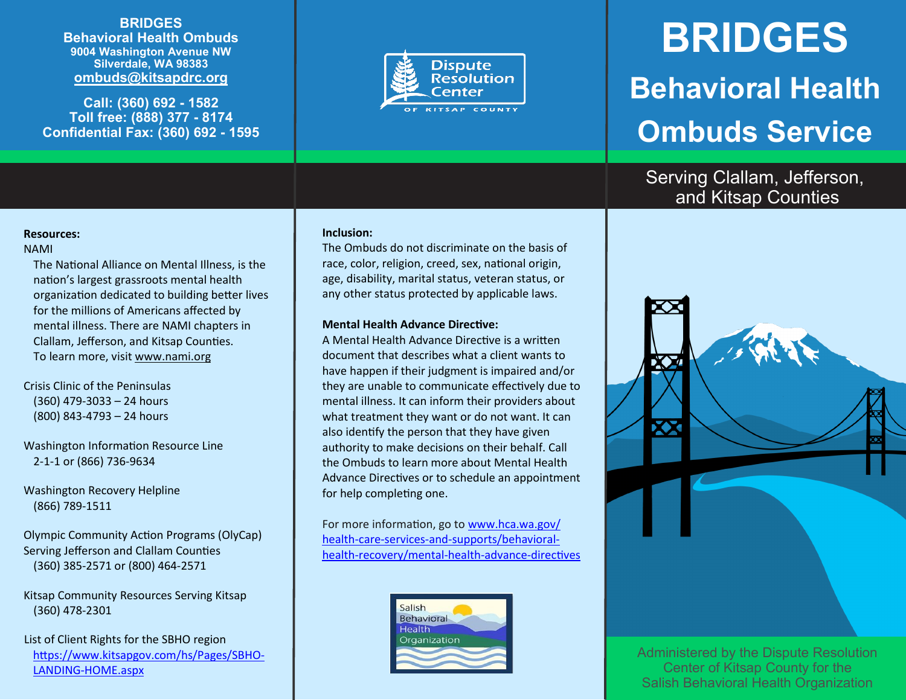**BRIDGES**
**Behavioral Health Ombuds**
**9004 Washington Avenue NW**
**Silverdale, WA 98383**
**ombuds@kitsapdrc.org**

**Call: (360) 692 - 1582**
**Toll free: (888) 377 - 8174**
**Confidential Fax: (360) 692 - 1595**

**Resources:**

NAMI

The National Alliance on Mental Illness, is the nation's largest grassroots mental health organization dedicated to building better lives for the millions of Americans affected by mental illness. There are NAMI chapters in Clallam, Jefferson, and Kitsap Counties. To learn more, visit www.nami.org

Crisis Clinic of the Peninsulas
(360) 479-3033 – 24 hours
(800) 843-4793 – 24 hours

Washington Information Resource Line
2-1-1 or (866) 736-9634

Washington Recovery Helpline
(866) 789-1511

Olympic Community Action Programs (OlyCap)
Serving Jefferson and Clallam Counties
(360) 385-2571 or (800) 464-2571

Kitsap Community Resources Serving Kitsap
(360) 478-2301

List of Client Rights for the SBHO region
https://www.kitsapgov.com/hs/Pages/SBHO-LANDING-HOME.aspx

Dispute Resolution Center
OF KITSAP COUNTY

**Inclusion:**

The Ombuds do not discriminate on the basis of race, color, religion, creed, sex, national origin, age, disability, marital status, veteran status, or any other status protected by applicable laws.

**Mental Health Advance Directive:**

A Mental Health Advance Directive is a written document that describes what a client wants to have happen if their judgment is impaired and/or they are unable to communicate effectively due to mental illness. It can inform their providers about what treatment they want or do not want. It can also identify the person that they have given authority to make decisions on their behalf. Call the Ombuds to learn more about Mental Health Advance Directives or to schedule an appointment for help completing one.

For more information, go to www.hca.wa.gov/health-care-services-and-supports/behavioral-health-recovery/mental-health-advance-directives

Salish Behavioral Health Organization

# BRIDGES

## Behavioral Health Ombuds Service

Serving Clallam, Jefferson, and Kitsap Counties

Administered by the Dispute Resolution Center of Kitsap County for the Salish Behavioral Health Organization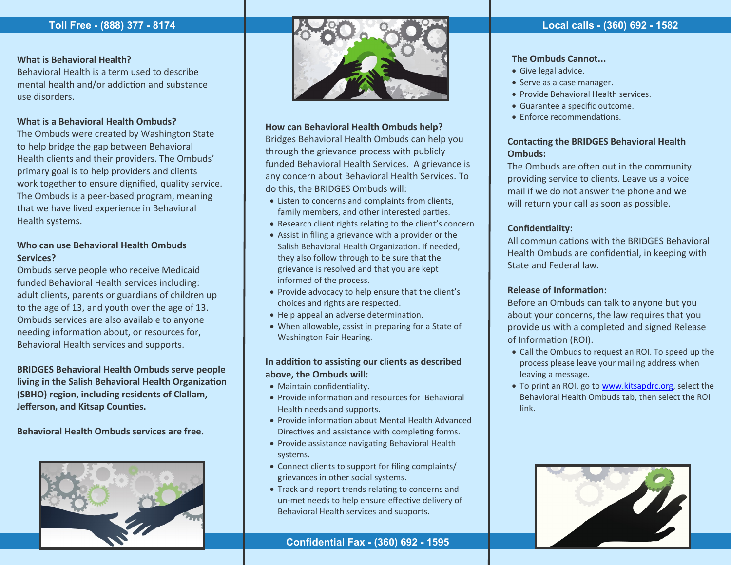Toll Free - (888) 377 - 8174

### What is Behavioral Health?

Behavioral Health is a term used to describe mental health and/or addiction and substance use disorders.

### What is a Behavioral Health Ombuds?

The Ombuds were created by Washington State to help bridge the gap between Behavioral Health clients and their providers. The Ombuds' primary goal is to help providers and clients work together to ensure dignified, quality service. The Ombuds is a peer-based program, meaning that we have lived experience in Behavioral Health systems.

### Who can use Behavioral Health Ombuds Services?

Ombuds serve people who receive Medicaid funded Behavioral Health services including: adult clients, parents or guardians of children up to the age of 13, and youth over the age of 13. Ombuds services are also available to anyone needing information about, or resources for, Behavioral Health services and supports.

**BRIDGES Behavioral Health Ombuds serve people living in the Salish Behavioral Health Organization (SBHO) region, including residents of Clallam, Jefferson, and Kitsap Counties.**

**Behavioral Health Ombuds services are free.**

### How can Behavioral Health Ombuds help?

Bridges Behavioral Health Ombuds can help you through the grievance process with publicly funded Behavioral Health Services. A grievance is any concern about Behavioral Health Services. To do this, the BRIDGES Ombuds will:

- Listen to concerns and complaints from clients, family members, and other interested parties.
- Research client rights relating to the client's concern
- Assist in filing a grievance with a provider or the Salish Behavioral Health Organization. If needed, they also follow through to be sure that the grievance is resolved and that you are kept informed of the process.
- Provide advocacy to help ensure that the client's choices and rights are respected.
- Help appeal an adverse determination.
- When allowable, assist in preparing for a State of Washington Fair Hearing.

### In addition to assisting our clients as described above, the Ombuds will:

- Maintain confidentiality.
- Provide information and resources for Behavioral Health needs and supports.
- Provide information about Mental Health Advanced Directives and assistance with completing forms.
- Provide assistance navigating Behavioral Health systems.
- Connect clients to support for filing complaints/ grievances in other social systems.
- Track and report trends relating to concerns and un-met needs to help ensure effective delivery of Behavioral Health services and supports.

Confidential Fax - (360) 692 - 1595

Local calls - (360) 692 - 1582

### The Ombuds Cannot...

- Give legal advice.
- Serve as a case manager.
- Provide Behavioral Health services.
- Guarantee a specific outcome.
- Enforce recommendations.

### Contacting the BRIDGES Behavioral Health Ombuds:

The Ombuds are often out in the community providing service to clients. Leave us a voice mail if we do not answer the phone and we will return your call as soon as possible.

### Confidentiality:

All communications with the BRIDGES Behavioral Health Ombuds are confidential, in keeping with State and Federal law.

### Release of Information:

Before an Ombuds can talk to anyone but you about your concerns, the law requires that you provide us with a completed and signed Release of Information (ROI).

- Call the Ombuds to request an ROI. To speed up the process please leave your mailing address when leaving a message.
- To print an ROI, go to www.kitsapdrc.org, select the Behavioral Health Ombuds tab, then select the ROI link.